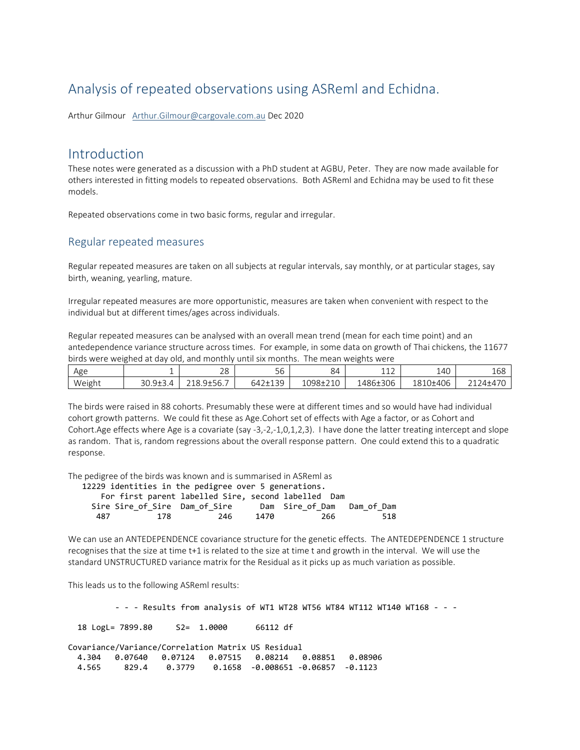# Analysis of repeated observations using ASReml and Echidna.

Arthur Gilmour   Arthur.Gilmour@cargovale.com.au Dec 2020

## Introduction

These notes were generated as a discussion with a PhD student at AGBU, Peter.  They are now made available for others interested in fitting models to repeated observations.  Both ASReml and Echidna may be used to fit these models.

Repeated observations come in two basic forms, regular and irregular.

### Regular repeated measures

Regular repeated measures are taken on all subjects at regular intervals, say monthly, or at particular stages, say birth, weaning, yearling, mature.

Irregular repeated measures are more opportunistic, measures are taken when convenient with respect to the individual but at different times/ages across individuals.

Regular repeated measures can be analysed with an overall mean trend (mean for each time point) and an antedependence variance structure across times.  For example, in some data on growth of Thai chickens, the 11677 birds were weighed at day old, and monthly until six months.  The mean weights were

| Age | 1 | 28 | 56 | 84 | 112 | 140 | 168 |
|---|---|---|---|---|---|---|---|
| Weight | 30.9±3.4 | 218.9±56.7 | 642±139 | 1098±210 | 1486±306 | 1810±406 | 2124±470 |

The birds were raised in 88 cohorts. Presumably these were at different times and so would have had individual cohort growth patterns.  We could fit these as Age.Cohort set of effects with Age a factor, or as Cohort and Cohort.Age effects where Age is a covariate (say -3,-2,-1,0,1,2,3).  I have done the latter treating intercept and slope as random.  That is, random regressions about the overall response pattern.  One could extend this to a quadratic response.

The pedigree of the birds was known and is summarised in ASReml as

```
   12229 identities in the pedigree over 5 generations.
       For first parent labelled Sire, second labelled  Dam
     Sire Sire_of_Sire  Dam_of_Sire      Dam  Sire_of_Dam   Dam_of_Dam
      487          178          246     1470          266          518
```

We can use an ANTEDEPENDENCE covariance structure for the genetic effects.  The ANTEDEPENDENCE 1 structure recognises that the size at time t+1 is related to the size at time t and growth in the interval.  We will use the standard UNSTRUCTURED variance matrix for the Residual as it picks up as much variation as possible.

This leads us to the following ASReml results:

```
         - - - Results from analysis of WT1 WT28 WT56 WT84 WT112 WT140 WT168 - - -

  18 LogL= 7899.80     S2=  1.0000      66112 df

Covariance/Variance/Correlation Matrix US Residual
  4.304   0.07640   0.07124   0.07515   0.08214   0.08851   0.08906
  4.565     829.4    0.3779    0.1658  -0.008651 -0.06857  -0.1123
```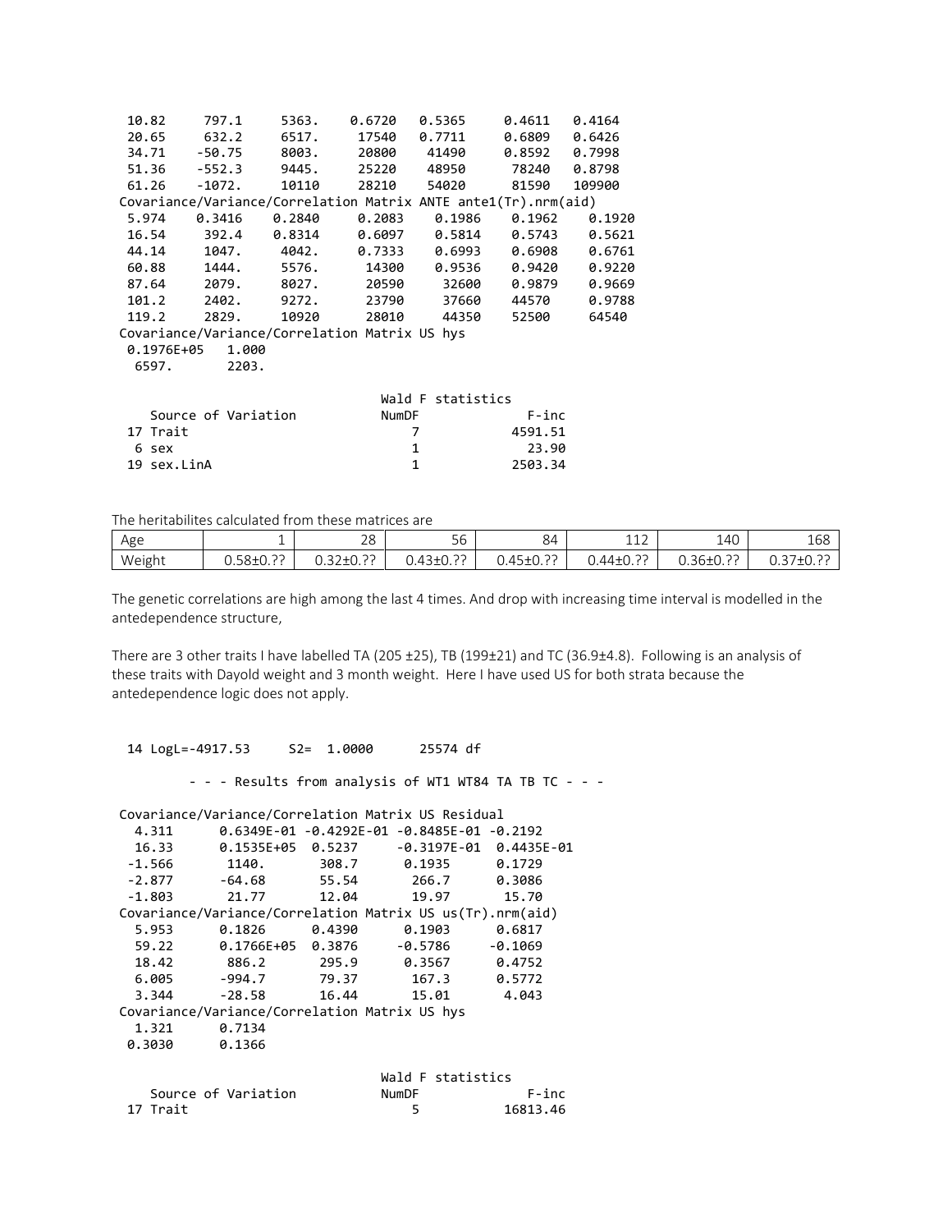```
 10.82     797.1     5363.    0.6720   0.5365     0.4611   0.4164
 20.65     632.2     6517.     17540   0.7711     0.6809   0.6426
 34.71    -50.75     8003.     20800    41490     0.8592   0.7998
 51.36    -552.3     9445.     25220    48950      78240   0.8798
 61.26    -1072.     10110     28210    54020      81590   109900
Covariance/Variance/Correlation Matrix ANTE ante1(Tr).nrm(aid)
 5.974    0.3416    0.2840    0.2083    0.1986    0.1962    0.1920
 16.54     392.4    0.8314    0.6097    0.5814    0.5743    0.5621
 44.14     1047.     4042.    0.7333    0.6993    0.6908    0.6761
 60.88     1444.     5576.     14300    0.9536    0.9420    0.9220
 87.64     2079.     8027.     20590     32600    0.9879    0.9669
 101.2     2402.     9272.     23790     37660    44570     0.9788
 119.2     2829.     10920     28010     44350    52500     64540
Covariance/Variance/Correlation Matrix US hys
 0.1976E+05   1.000
  6597.       2203.

                               Wald F statistics
   Source of Variation          NumDF           F-inc
 17 Trait                           7         4591.51
  6 sex                             1           23.90
 19 sex.LinA                        1         2503.34
```

The heritabilites calculated from these matrices are

| Age | 1 | 28 | 56 | 84 | 112 | 140 | 168 |
|---|---|---|---|---|---|---|---|
| Weight | 0.58±0.?? | 0.32±0.?? | 0.43±0.?? | 0.45±0.?? | 0.44±0.?? | 0.36±0.?? | 0.37±0.?? |

The genetic correlations are high among the last 4 times. And drop with increasing time interval is modelled in the antedependence structure,

There are 3 other traits I have labelled TA (205 ±25), TB (199±21) and TC (36.9±4.8). Following is an analysis of these traits with Dayold weight and 3 month weight. Here I have used US for both strata because the antedependence logic does not apply.

```
 14 LogL=-4917.53     S2=  1.0000      25574 df

        - - - Results from analysis of WT1 WT84 TA TB TC - - -

Covariance/Variance/Correlation Matrix US Residual
  4.311      0.6349E-01 -0.4292E-01 -0.8485E-01 -0.2192
  16.33      0.1535E+05  0.5237     -0.3197E-01  0.4435E-01
 -1.566       1140.       308.7      0.1935      0.1729
 -2.877      -64.68       55.54      266.7       0.3086
 -1.803       21.77       12.04      19.97       15.70
Covariance/Variance/Correlation Matrix US us(Tr).nrm(aid)
  5.953      0.1826      0.4390      0.1903      0.6817
  59.22      0.1766E+05  0.3876     -0.5786     -0.1069
  18.42       886.2       295.9      0.3567      0.4752
  6.005      -994.7       79.37      167.3       0.5772
  3.344      -28.58       16.44      15.01       4.043
Covariance/Variance/Correlation Matrix US hys
  1.321      0.7134
 0.3030      0.1366

                               Wald F statistics
   Source of Variation          NumDF           F-inc
 17 Trait                           5        16813.46
```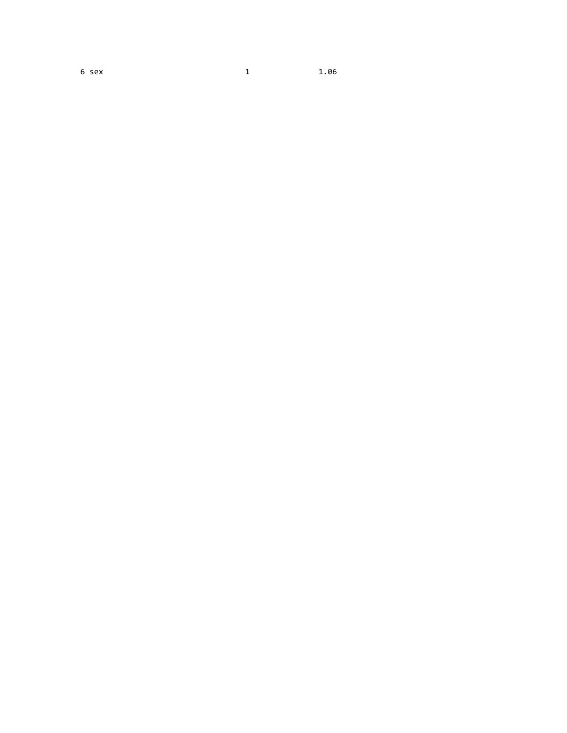```
6 sex                                1                1.06
```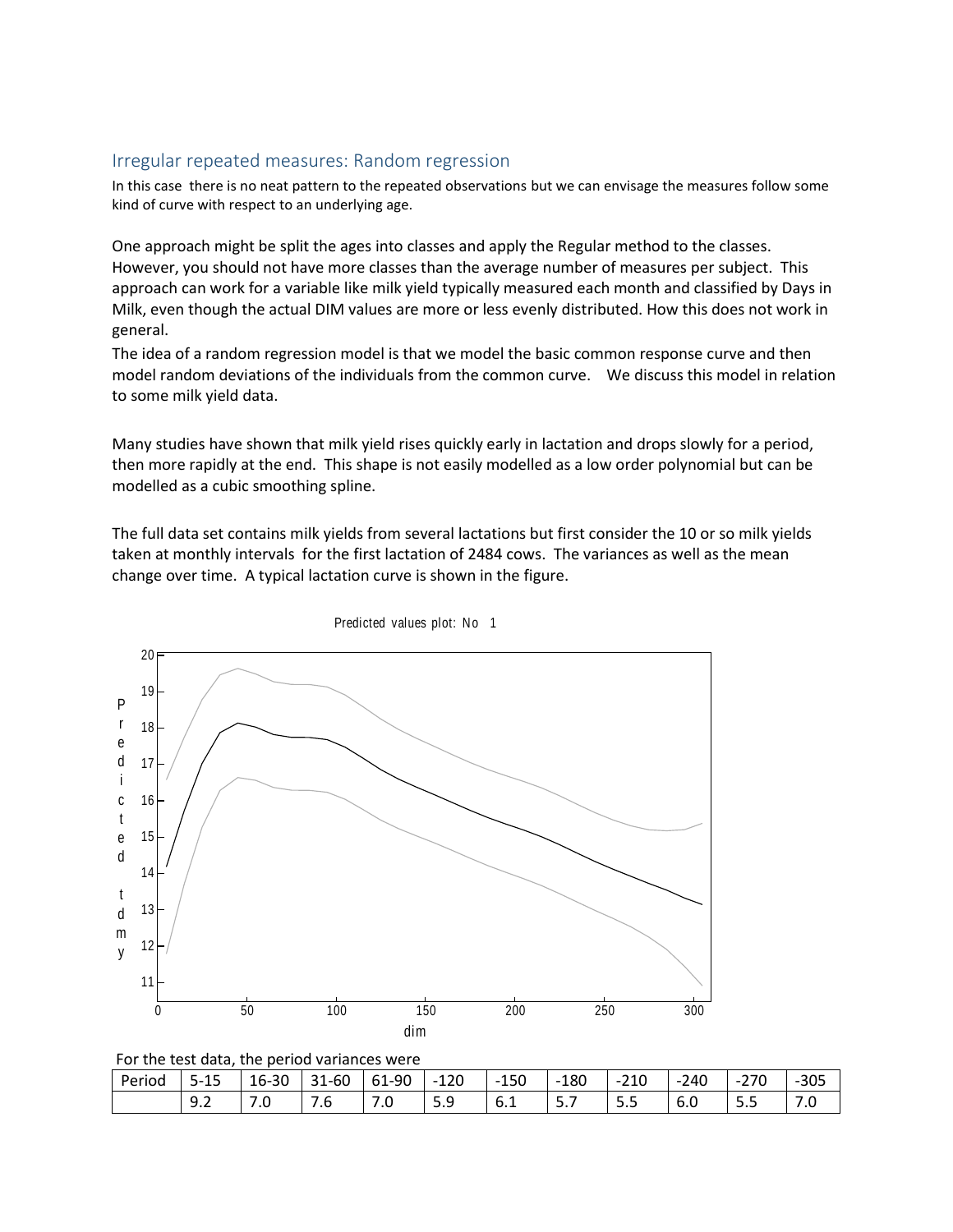## Irregular repeated measures: Random regression

In this case there is no neat pattern to the repeated observations but we can envisage the measures follow some kind of curve with respect to an underlying age.

One approach might be split the ages into classes and apply the Regular method to the classes. However, you should not have more classes than the average number of measures per subject. This approach can work for a variable like milk yield typically measured each month and classified by Days in Milk, even though the actual DIM values are more or less evenly distributed. How this does not work in general.

The idea of a random regression model is that we model the basic common response curve and then model random deviations of the individuals from the common curve. We discuss this model in relation to some milk yield data.

Many studies have shown that milk yield rises quickly early in lactation and drops slowly for a period, then more rapidly at the end. This shape is not easily modelled as a low order polynomial but can be modelled as a cubic smoothing spline.

The full data set contains milk yields from several lactations but first consider the 10 or so milk yields taken at monthly intervals for the first lactation of 2484 cows. The variances as well as the mean change over time. A typical lactation curve is shown in the figure.

Predicted values plot: No 1

For the test data, the period variances were

| Period | 5-15 | 16-30 | 31-60 | 61-90 | -120 | -150 | -180 | -210 | -240 | -270 | -305 |
|---|---|---|---|---|---|---|---|---|---|---|---|
| | 9.2 | 7.0 | 7.6 | 7.0 | 5.9 | 6.1 | 5.7 | 5.5 | 6.0 | 5.5 | 7.0 |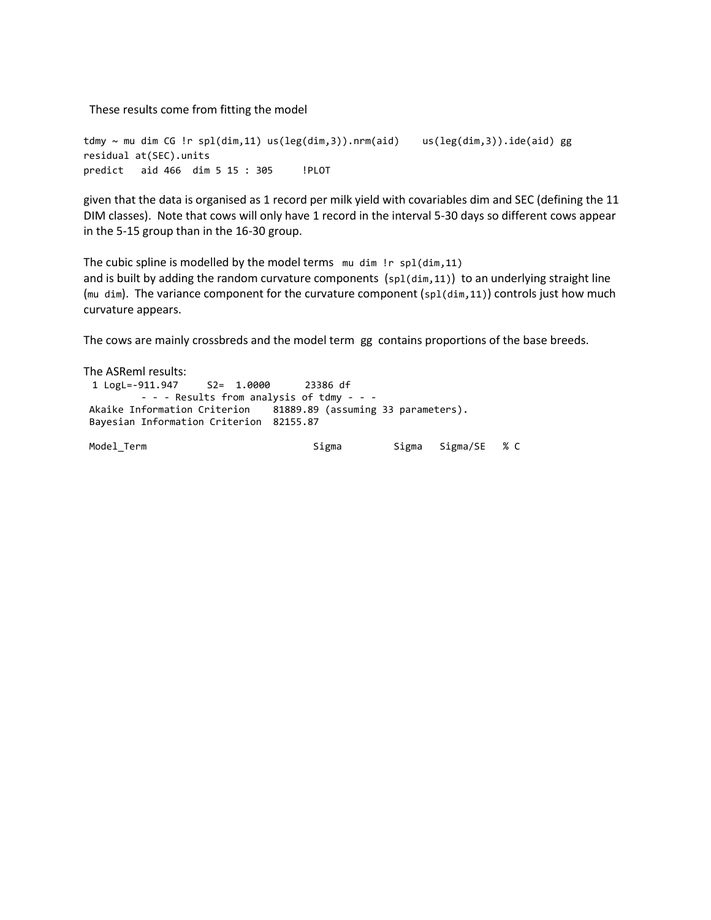These results come from fitting the model

```
tdmy ~ mu dim CG !r spl(dim,11) us(leg(dim,3)).nrm(aid)    us(leg(dim,3)).ide(aid) gg
residual at(SEC).units
predict   aid 466  dim 5 15 : 305     !PLOT
```

given that the data is organised as 1 record per milk yield with covariables dim and SEC (defining the 11 DIM classes). Note that cows will only have 1 record in the interval 5-30 days so different cows appear in the 5-15 group than in the 16-30 group.

The cubic spline is modelled by the model terms `mu dim !r spl(dim,11)` and is built by adding the random curvature components (`spl(dim,11)`) to an underlying straight line (`mu dim`). The variance component for the curvature component (`spl(dim,11)`) controls just how much curvature appears.

The cows are mainly crossbreds and the model term gg contains proportions of the base breeds.

The ASReml results:

```
 1 LogL=-911.947     S2=  1.0000      23386 df
         - - - Results from analysis of tdmy - - -
 Akaike Information Criterion    81889.89 (assuming 33 parameters).
 Bayesian Information Criterion  82155.87

 Model_Term                            Sigma         Sigma   Sigma/SE   % C
```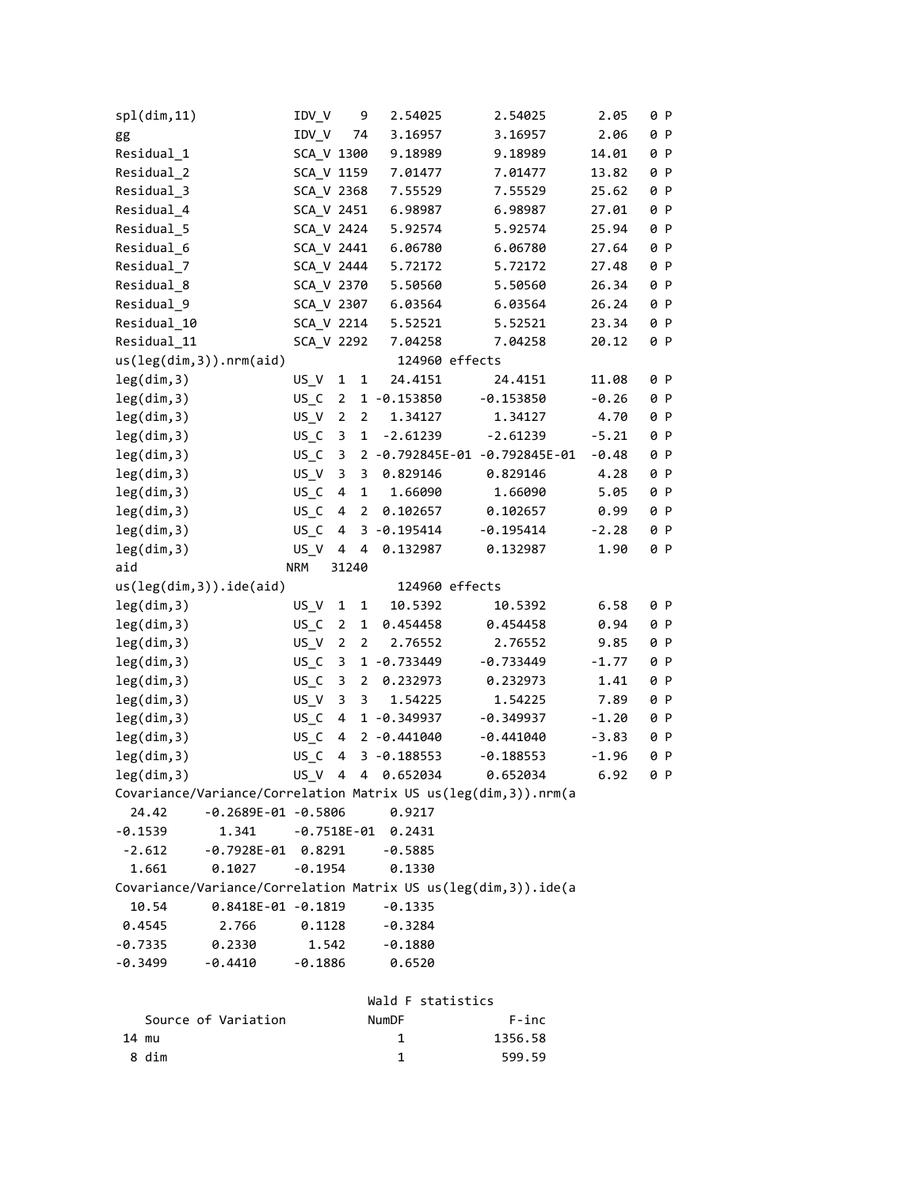```
spl(dim,11)            IDV_V    9   2.54025       2.54025       2.05   0 P
gg                     IDV_V   74   3.16957       3.16957       2.06   0 P
Residual_1             SCA_V 1300   9.18989       9.18989      14.01   0 P
Residual_2             SCA_V 1159   7.01477       7.01477      13.82   0 P
Residual_3             SCA_V 2368   7.55529       7.55529      25.62   0 P
Residual_4             SCA_V 2451   6.98987       6.98987      27.01   0 P
Residual_5             SCA_V 2424   5.92574       5.92574      25.94   0 P
Residual_6             SCA_V 2441   6.06780       6.06780      27.64   0 P
Residual_7             SCA_V 2444   5.72172       5.72172      27.48   0 P
Residual_8             SCA_V 2370   5.50560       5.50560      26.34   0 P
Residual_9             SCA_V 2307   6.03564       6.03564      26.24   0 P
Residual_10            SCA_V 2214   5.52521       5.52521      23.34   0 P
Residual_11            SCA_V 2292   7.04258       7.04258      20.12   0 P
us(leg(dim,3)).nrm(aid)              124960 effects
leg(dim,3)             US_V  1  1   24.4151       24.4151      11.08   0 P
leg(dim,3)             US_C  2  1 -0.153850     -0.153850     -0.26   0 P
leg(dim,3)             US_V  2  2   1.34127       1.34127       4.70   0 P
leg(dim,3)             US_C  3  1  -2.61239      -2.61239      -5.21   0 P
leg(dim,3)             US_C  3  2 -0.792845E-01 -0.792845E-01  -0.48   0 P
leg(dim,3)             US_V  3  3  0.829146      0.829146       4.28   0 P
leg(dim,3)             US_C  4  1   1.66090       1.66090       5.05   0 P
leg(dim,3)             US_C  4  2  0.102657      0.102657       0.99   0 P
leg(dim,3)             US_C  4  3 -0.195414     -0.195414      -2.28   0 P
leg(dim,3)             US_V  4  4  0.132987      0.132987       1.90   0 P
aid                   NRM   31240
us(leg(dim,3)).ide(aid)              124960 effects
leg(dim,3)             US_V  1  1   10.5392       10.5392       6.58   0 P
leg(dim,3)             US_C  2  1  0.454458      0.454458       0.94   0 P
leg(dim,3)             US_V  2  2   2.76552       2.76552       9.85   0 P
leg(dim,3)             US_C  3  1 -0.733449     -0.733449      -1.77   0 P
leg(dim,3)             US_C  3  2  0.232973      0.232973       1.41   0 P
leg(dim,3)             US_V  3  3   1.54225       1.54225       7.89   0 P
leg(dim,3)             US_C  4  1 -0.349937     -0.349937      -1.20   0 P
leg(dim,3)             US_C  4  2 -0.441040     -0.441040      -3.83   0 P
leg(dim,3)             US_C  4  3 -0.188553     -0.188553      -1.96   0 P
leg(dim,3)             US_V  4  4  0.652034      0.652034       6.92   0 P
Covariance/Variance/Correlation Matrix US us(leg(dim,3)).nrm(a
  24.42     -0.2689E-01 -0.5806      0.9217
-0.1539       1.341     -0.7518E-01  0.2431
 -2.612     -0.7928E-01  0.8291     -0.5885
  1.661      0.1027     -0.1954      0.1330
Covariance/Variance/Correlation Matrix US us(leg(dim,3)).ide(a
  10.54      0.8418E-01 -0.1819     -0.1335
 0.4545       2.766      0.1128     -0.3284
-0.7335      0.2330       1.542     -0.1880
-0.3499     -0.4410     -0.1886      0.6520

                                 Wald F statistics
    Source of Variation           NumDF            F-inc
 14 mu                               1           1356.58
  8 dim                              1            599.59
```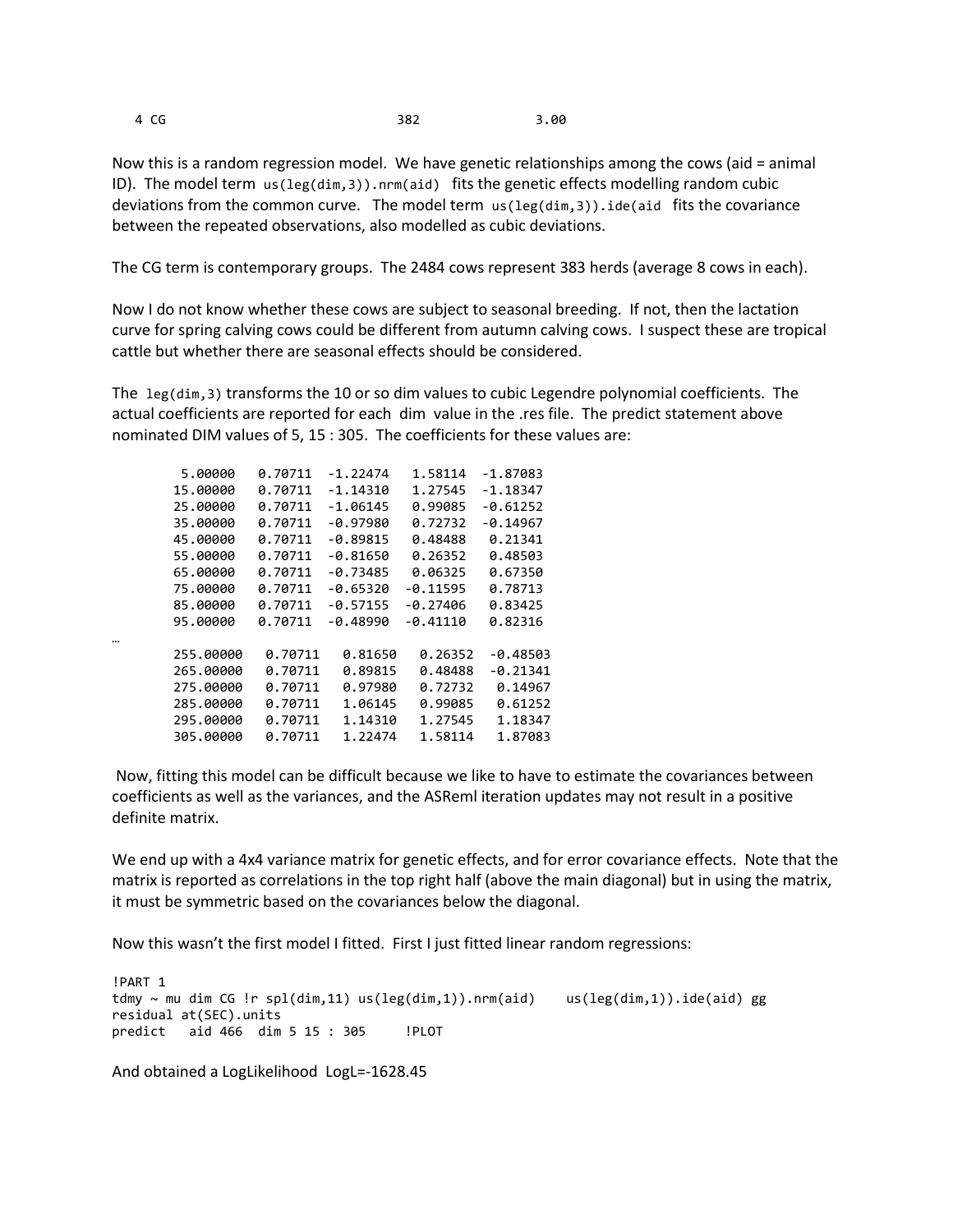```
  4 CG                                       382              3.00
```

Now this is a random regression model. We have genetic relationships among the cows (aid = animal ID). The model term `us(leg(dim,3)).nrm(aid)` fits the genetic effects modelling random cubic deviations from the common curve. The model term `us(leg(dim,3)).ide(aid` fits the covariance between the repeated observations, also modelled as cubic deviations.

The CG term is contemporary groups. The 2484 cows represent 383 herds (average 8 cows in each).

Now I do not know whether these cows are subject to seasonal breeding. If not, then the lactation curve for spring calving cows could be different from autumn calving cows. I suspect these are tropical cattle but whether there are seasonal effects should be considered.

The `leg(dim,3)` transforms the 10 or so dim values to cubic Legendre polynomial coefficients. The actual coefficients are reported for each dim value in the .res file. The predict statement above nominated DIM values of 5, 15 : 305. The coefficients for these values are:

```
     5.00000   0.70711  -1.22474   1.58114  -1.87083
    15.00000   0.70711  -1.14310   1.27545  -1.18347
    25.00000   0.70711  -1.06145   0.99085  -0.61252
    35.00000   0.70711  -0.97980   0.72732  -0.14967
    45.00000   0.70711  -0.89815   0.48488   0.21341
    55.00000   0.70711  -0.81650   0.26352   0.48503
    65.00000   0.70711  -0.73485   0.06325   0.67350
    75.00000   0.70711  -0.65320  -0.11595   0.78713
    85.00000   0.70711  -0.57155  -0.27406   0.83425
    95.00000   0.70711  -0.48990  -0.41110   0.82316
…
   255.00000   0.70711   0.81650   0.26352  -0.48503
   265.00000   0.70711   0.89815   0.48488  -0.21341
   275.00000   0.70711   0.97980   0.72732   0.14967
   285.00000   0.70711   1.06145   0.99085   0.61252
   295.00000   0.70711   1.14310   1.27545   1.18347
   305.00000   0.70711   1.22474   1.58114   1.87083
```

Now, fitting this model can be difficult because we like to have to estimate the covariances between coefficients as well as the variances, and the ASReml iteration updates may not result in a positive definite matrix.

We end up with a 4x4 variance matrix for genetic effects, and for error covariance effects. Note that the matrix is reported as correlations in the top right half (above the main diagonal) but in using the matrix, it must be symmetric based on the covariances below the diagonal.

Now this wasn't the first model I fitted. First I just fitted linear random regressions:

```
!PART 1
tdmy ~ mu dim CG !r spl(dim,11) us(leg(dim,1)).nrm(aid)    us(leg(dim,1)).ide(aid) gg
residual at(SEC).units
predict   aid 466  dim 5 15 : 305     !PLOT
```

And obtained a LogLikelihood LogL=-1628.45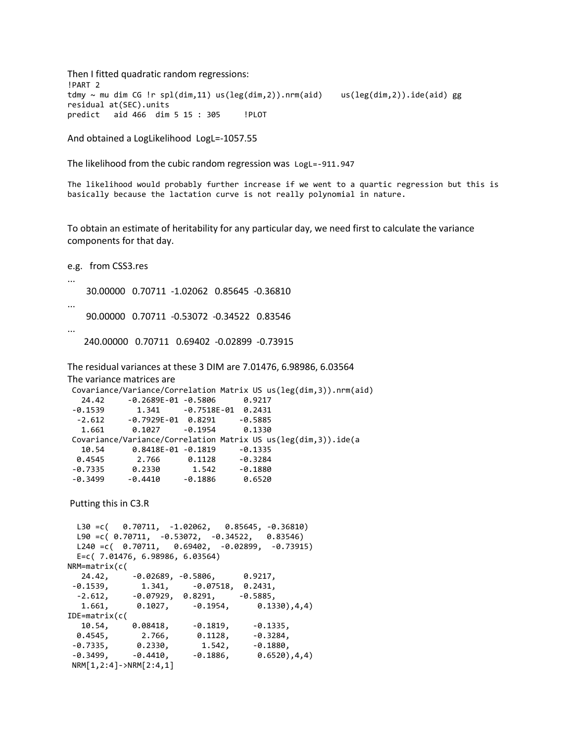Then I fitted quadratic random regressions:

```
!PART 2
tdmy ~ mu dim CG !r spl(dim,11) us(leg(dim,2)).nrm(aid)    us(leg(dim,2)).ide(aid) gg
residual at(SEC).units
predict   aid 466  dim 5 15 : 305     !PLOT
```

And obtained a LogLikelihood LogL=-1057.55

The likelihood from the cubic random regression was `LogL=-911.947`

```
The likelihood would probably further increase if we went to a quartic regression but this is
basically because the lactation curve is not really polynomial in nature.
```

To obtain an estimate of heritability for any particular day, we need first to calculate the variance components for that day.

e.g. from CSS3.res

```
...
     30.00000   0.70711  -1.02062   0.85645  -0.36810
...
     90.00000   0.70711  -0.53072  -0.34522   0.83546
...
    240.00000   0.70711   0.69402  -0.02899  -0.73915
```

The residual variances at these 3 DIM are 7.01476, 6.98986, 6.03564

The variance matrices are

```
 Covariance/Variance/Correlation Matrix US us(leg(dim,3)).nrm(aid)
   24.42      -0.2689E-01 -0.5806      0.9217
 -0.1539       1.341      -0.7518E-01  0.2431
  -2.612      -0.7929E-01  0.8291     -0.5885
   1.661       0.1027     -0.1954      0.1330
 Covariance/Variance/Correlation Matrix US us(leg(dim,3)).ide(a
   10.54       0.8418E-01 -0.1819     -0.1335
  0.4545       2.766       0.1128     -0.3284
 -0.7335       0.2330       1.542     -0.1880
 -0.3499      -0.4410     -0.1886      0.6520
```

Putting this in C3.R

```
  L30 =c(   0.70711,  -1.02062,   0.85645, -0.36810)
  L90 =c( 0.70711,  -0.53072,  -0.34522,   0.83546)
  L240 =c(  0.70711,   0.69402,  -0.02899,  -0.73915)
  E=c( 7.01476, 6.98986, 6.03564)
NRM=matrix(c(
   24.42,     -0.02689, -0.5806,      0.9217,
 -0.1539,       1.341,     -0.07518,  0.2431,
  -2.612,     -0.07929,  0.8291,     -0.5885,
   1.661,      0.1027,     -0.1954,      0.1330),4,4)
IDE=matrix(c(
   10.54,     0.08418,     -0.1819,     -0.1335,
  0.4545,       2.766,      0.1128,     -0.3284,
 -0.7335,      0.2330,       1.542,     -0.1880,
 -0.3499,     -0.4410,     -0.1886,      0.6520),4,4)
 NRM[1,2:4]->NRM[2:4,1]
```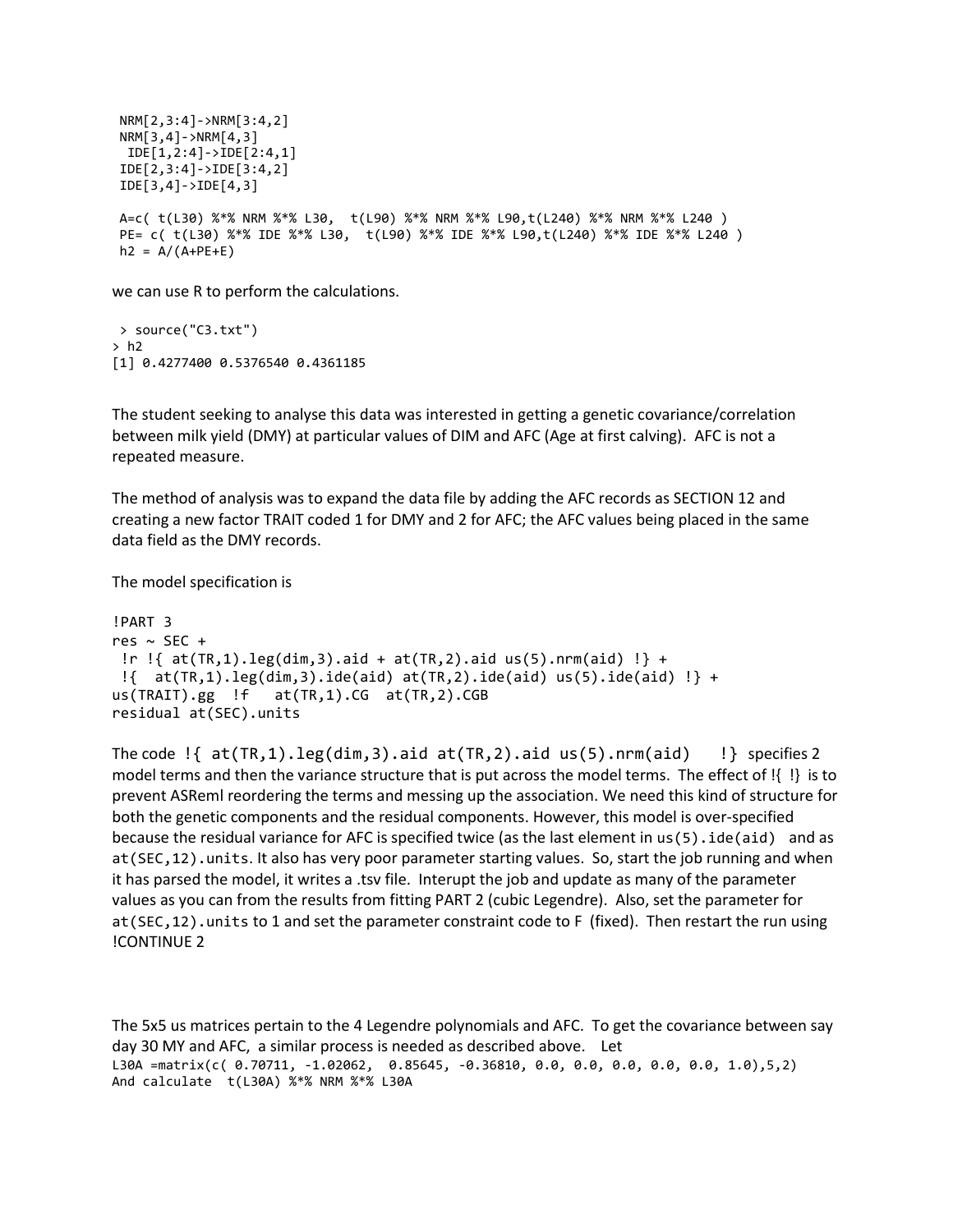```
 NRM[2,3:4]->NRM[3:4,2]
 NRM[3,4]->NRM[4,3]
  IDE[1,2:4]->IDE[2:4,1]
 IDE[2,3:4]->IDE[3:4,2]
 IDE[3,4]->IDE[4,3]

 A=c( t(L30) %*% NRM %*% L30,  t(L90) %*% NRM %*% L90,t(L240) %*% NRM %*% L240 )
 PE= c( t(L30) %*% IDE %*% L30,  t(L90) %*% IDE %*% L90,t(L240) %*% IDE %*% L240 )
 h2 = A/(A+PE+E)
```

we can use R to perform the calculations.

```
 > source("C3.txt")
> h2
[1] 0.4277400 0.5376540 0.4361185
```

The student seeking to analyse this data was interested in getting a genetic covariance/correlation between milk yield (DMY) at particular values of DIM and AFC (Age at first calving). AFC is not a repeated measure.

The method of analysis was to expand the data file by adding the AFC records as SECTION 12 and creating a new factor TRAIT coded 1 for DMY and 2 for AFC; the AFC values being placed in the same data field as the DMY records.

The model specification is

```
!PART 3
res ~ SEC +
 !r !{ at(TR,1).leg(dim,3).aid + at(TR,2).aid us(5).nrm(aid) !} +
 !{  at(TR,1).leg(dim,3).ide(aid) at(TR,2).ide(aid) us(5).ide(aid) !} +
us(TRAIT).gg  !f   at(TR,1).CG  at(TR,2).CGB
residual at(SEC).units
```

The code `!{ at(TR,1).leg(dim,3).aid at(TR,2).aid us(5).nrm(aid)   !}` specifies 2 model terms and then the variance structure that is put across the model terms. The effect of !{ !} is to prevent ASReml reordering the terms and messing up the association. We need this kind of structure for both the genetic components and the residual components. However, this model is over-specified because the residual variance for AFC is specified twice (as the last element in `us(5).ide(aid)` and as `at(SEC,12).units`. It also has very poor parameter starting values. So, start the job running and when it has parsed the model, it writes a .tsv file. Interupt the job and update as many of the parameter values as you can from the results from fitting PART 2 (cubic Legendre). Also, set the parameter for `at(SEC,12).units` to 1 and set the parameter constraint code to F (fixed). Then restart the run using !CONTINUE 2

The 5x5 us matrices pertain to the 4 Legendre polynomials and AFC. To get the covariance between say day 30 MY and AFC, a similar process is needed as described above. Let

```
L30A =matrix(c( 0.70711, -1.02062,  0.85645, -0.36810, 0.0, 0.0, 0.0, 0.0, 0.0, 1.0),5,2)
And calculate  t(L30A) %*% NRM %*% L30A
```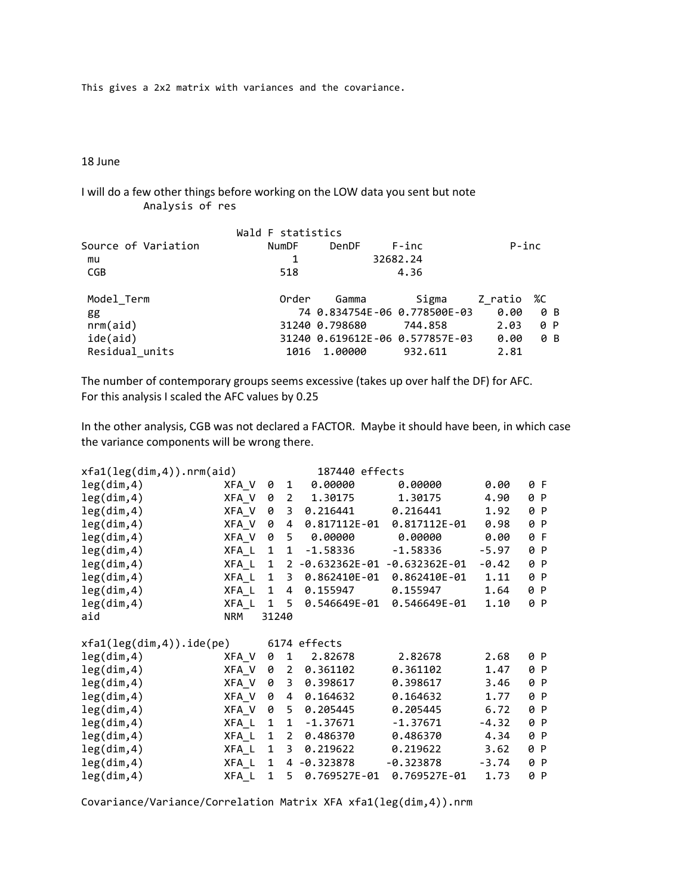```
This gives a 2x2 matrix with variances and the covariance.
```

18 June

I will do a few other things before working on the LOW data you sent but note

```
          Analysis of res

                         Wald F statistics
Source of Variation         NumDF     DenDF      F-inc             P-inc
 mu                            1               32682.24
 CGB                         518                   4.36

 Model_Term                   Order    Gamma         Sigma      Z_ratio  %C
 gg                              74 0.834754E-06 0.778500E-03    0.00   0 B
 nrm(aid)                     31240 0.798680       744.858       2.03   0 P
 ide(aid)                     31240 0.619612E-06 0.577857E-03    0.00   0 B
 Residual_units                1016  1.00000       932.611       2.81
```

The number of contemporary groups seems excessive (takes up over half the DF) for AFC.
For this analysis I scaled the AFC values by 0.25

In the other analysis, CGB was not declared a FACTOR. Maybe it should have been, in which case the variance components will be wrong there.

```
xfa1(leg(dim,4)).nrm(aid)           187440 effects
leg(dim,4)           XFA_V  0  1   0.00000       0.00000       0.00   0 F
leg(dim,4)           XFA_V  0  2   1.30175       1.30175       4.90   0 P
leg(dim,4)           XFA_V  0  3  0.216441      0.216441       1.92   0 P
leg(dim,4)           XFA_V  0  4  0.817112E-01  0.817112E-01   0.98   0 P
leg(dim,4)           XFA_V  0  5   0.00000       0.00000       0.00   0 F
leg(dim,4)           XFA_L  1  1  -1.58336      -1.58336      -5.97   0 P
leg(dim,4)           XFA_L  1  2 -0.632362E-01 -0.632362E-01  -0.42   0 P
leg(dim,4)           XFA_L  1  3  0.862410E-01  0.862410E-01   1.11   0 P
leg(dim,4)           XFA_L  1  4  0.155947      0.155947       1.64   0 P
leg(dim,4)           XFA_L  1  5  0.546649E-01  0.546649E-01   1.10   0 P
aid                  NRM   31240

xfa1(leg(dim,4)).ide(pe)      6174 effects
leg(dim,4)           XFA_V  0  1   2.82678       2.82678       2.68   0 P
leg(dim,4)           XFA_V  0  2  0.361102      0.361102       1.47   0 P
leg(dim,4)           XFA_V  0  3  0.398617      0.398617       3.46   0 P
leg(dim,4)           XFA_V  0  4  0.164632      0.164632       1.77   0 P
leg(dim,4)           XFA_V  0  5  0.205445      0.205445       6.72   0 P
leg(dim,4)           XFA_L  1  1  -1.37671      -1.37671      -4.32   0 P
leg(dim,4)           XFA_L  1  2  0.486370      0.486370       4.34   0 P
leg(dim,4)           XFA_L  1  3  0.219622      0.219622       3.62   0 P
leg(dim,4)           XFA_L  1  4 -0.323878     -0.323878      -3.74   0 P
leg(dim,4)           XFA_L  1  5  0.769527E-01  0.769527E-01   1.73   0 P

Covariance/Variance/Correlation Matrix XFA xfa1(leg(dim,4)).nrm
```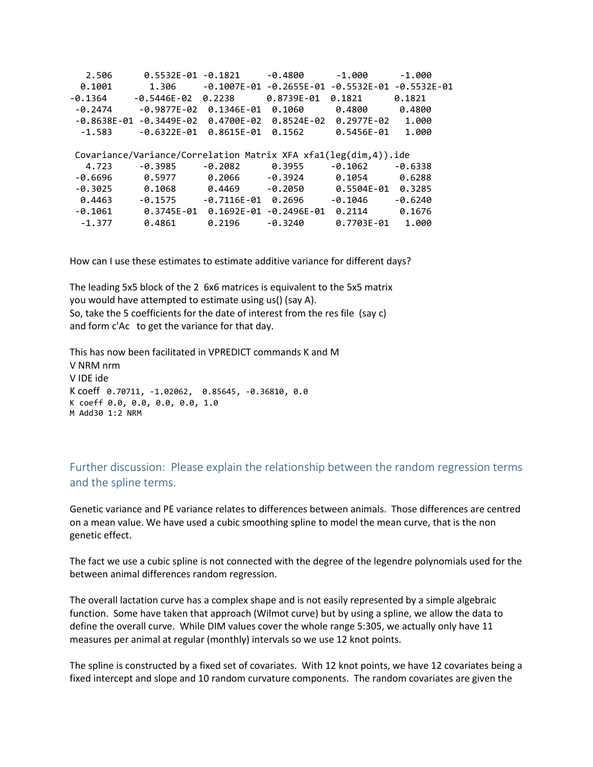```
   2.506      0.5532E-01 -0.1821     -0.4800      -1.000      -1.000
  0.1001       1.306     -0.1007E-01 -0.2655E-01 -0.5532E-01 -0.5532E-01
-0.1364     -0.5446E-02  0.2238      0.8739E-01  0.1821      0.1821
 -0.2474     -0.9877E-02  0.1346E-01  0.1060      0.4800      0.4800
 -0.8638E-01 -0.3449E-02  0.4700E-02  0.8524E-02  0.2977E-02   1.000
  -1.583     -0.6322E-01  0.8615E-01  0.1562      0.5456E-01   1.000

 Covariance/Variance/Correlation Matrix XFA xfa1(leg(dim,4)).ide
   4.723     -0.3985     -0.2082      0.3955     -0.1062     -0.6338
 -0.6696      0.5977      0.2066     -0.3924      0.1054      0.6288
 -0.3025      0.1068      0.4469     -0.2050      0.5504E-01  0.3285
  0.4463     -0.1575     -0.7116E-01  0.2696     -0.1046     -0.6240
 -0.1061      0.3745E-01  0.1692E-01 -0.2496E-01  0.2114      0.1676
  -1.377      0.4861      0.2196     -0.3240      0.7703E-01   1.000
```

How can I use these estimates to estimate additive variance for different days?

The leading 5x5 block of the 2 6x6 matrices is equivalent to the 5x5 matrix you would have attempted to estimate using us() (say A).
So, take the 5 coefficients for the date of interest from the res file (say c) and form c'Ac to get the variance for that day.

This has now been facilitated in VPREDICT commands K and M

```
V NRM nrm
V IDE ide
K coeff 0.70711, -1.02062,  0.85645, -0.36810, 0.0
K coeff 0.0, 0.0, 0.0, 0.0, 1.0
M Add30 1:2 NRM
```

## Further discussion: Please explain the relationship between the random regression terms and the spline terms.

Genetic variance and PE variance relates to differences between animals. Those differences are centred on a mean value. We have used a cubic smoothing spline to model the mean curve, that is the non genetic effect.

The fact we use a cubic spline is not connected with the degree of the legendre polynomials used for the between animal differences random regression.

The overall lactation curve has a complex shape and is not easily represented by a simple algebraic function. Some have taken that approach (Wilmot curve) but by using a spline, we allow the data to define the overall curve. While DIM values cover the whole range 5:305, we actually only have 11 measures per animal at regular (monthly) intervals so we use 12 knot points.

The spline is constructed by a fixed set of covariates. With 12 knot points, we have 12 covariates being a fixed intercept and slope and 10 random curvature components. The random covariates are given the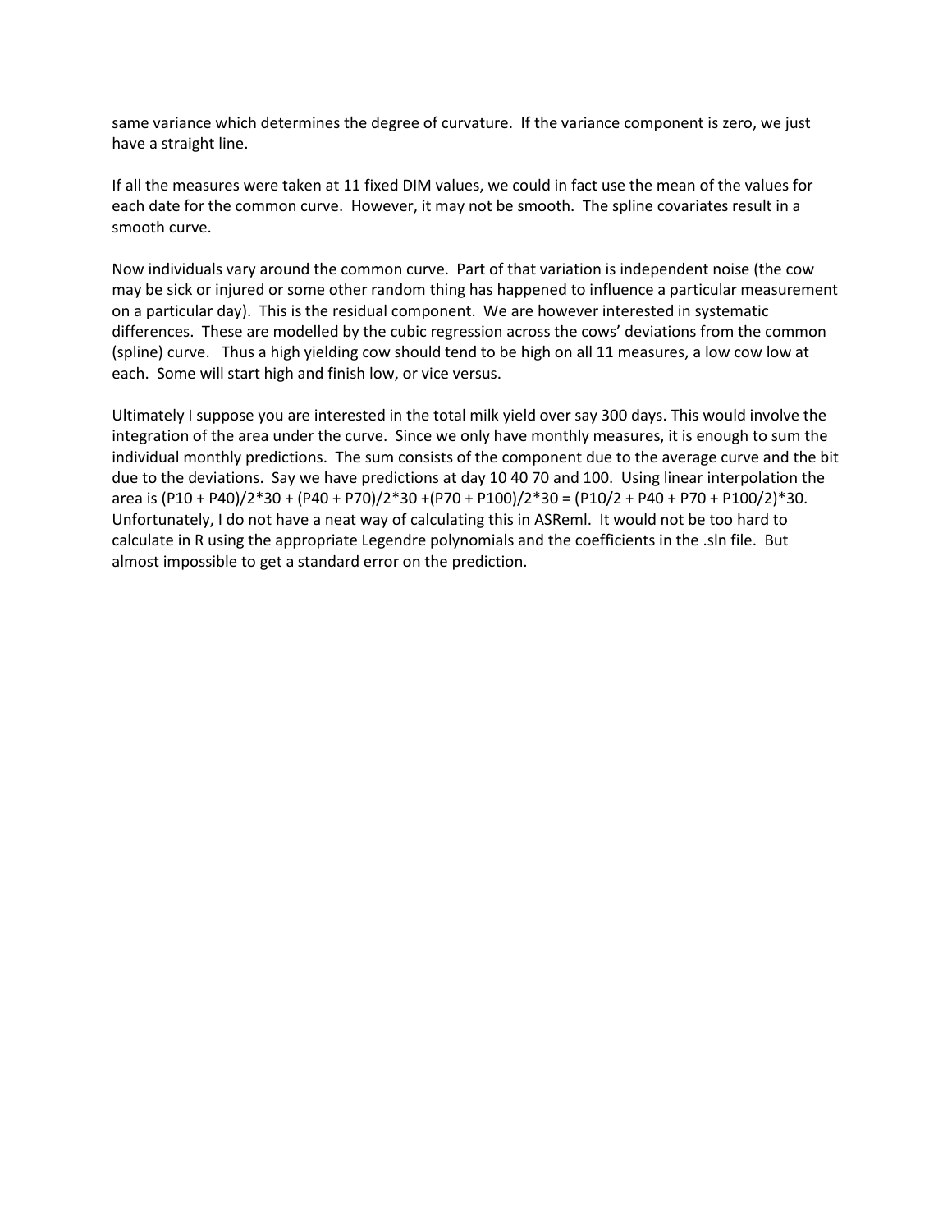same variance which determines the degree of curvature. If the variance component is zero, we just have a straight line.

If all the measures were taken at 11 fixed DIM values, we could in fact use the mean of the values for each date for the common curve. However, it may not be smooth. The spline covariates result in a smooth curve.

Now individuals vary around the common curve. Part of that variation is independent noise (the cow may be sick or injured or some other random thing has happened to influence a particular measurement on a particular day). This is the residual component. We are however interested in systematic differences. These are modelled by the cubic regression across the cows' deviations from the common (spline) curve. Thus a high yielding cow should tend to be high on all 11 measures, a low cow low at each. Some will start high and finish low, or vice versus.

Ultimately I suppose you are interested in the total milk yield over say 300 days. This would involve the integration of the area under the curve. Since we only have monthly measures, it is enough to sum the individual monthly predictions. The sum consists of the component due to the average curve and the bit due to the deviations. Say we have predictions at day 10 40 70 and 100. Using linear interpolation the area is (P10 + P40)/2*30 + (P40 + P70)/2*30 +(P70 + P100)/2*30 = (P10/2 + P40 + P70 + P100/2)*30. Unfortunately, I do not have a neat way of calculating this in ASReml. It would not be too hard to calculate in R using the appropriate Legendre polynomials and the coefficients in the .sln file. But almost impossible to get a standard error on the prediction.